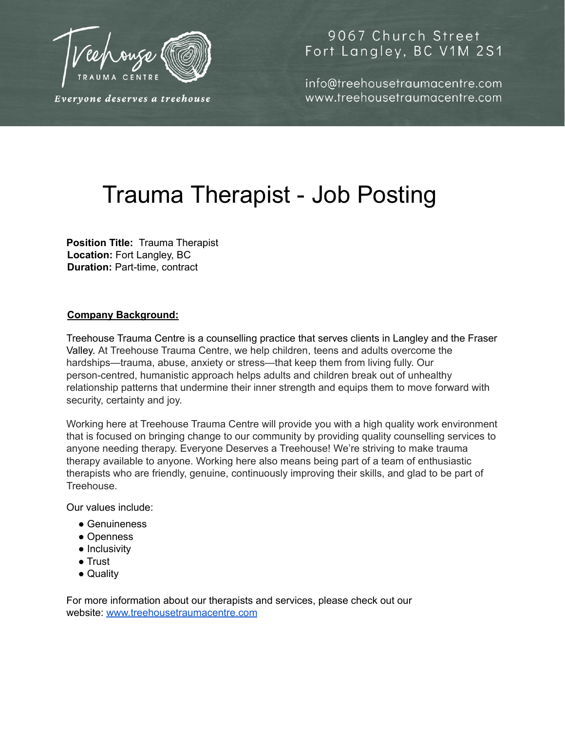Treehouse TRAUMA CENTRE

*Everyone deserves a treehouse*

9067 Church Street
Fort Langley, BC V1M 2S1

info@treehousetraumacentre.com
www.treehousetraumacentre.com

# Trauma Therapist - Job Posting

**Position Title:** Trauma Therapist
**Location:** Fort Langley, BC
**Duration:** Part-time, contract

**Company Background:**

Treehouse Trauma Centre is a counselling practice that serves clients in Langley and the Fraser Valley. At Treehouse Trauma Centre, we help children, teens and adults overcome the hardships—trauma, abuse, anxiety or stress—that keep them from living fully. Our person-centred, humanistic approach helps adults and children break out of unhealthy relationship patterns that undermine their inner strength and equips them to move forward with security, certainty and joy.

Working here at Treehouse Trauma Centre will provide you with a high quality work environment that is focused on bringing change to our community by providing quality counselling services to anyone needing therapy. Everyone Deserves a Treehouse! We're striving to make trauma therapy available to anyone. Working here also means being part of a team of enthusiastic therapists who are friendly, genuine, continuously improving their skills, and glad to be part of Treehouse.

Our values include:

- Genuineness
- Openness
- Inclusivity
- Trust
- Quality

For more information about our therapists and services, please check out our website: [www.treehousetraumacentre.com](http://www.treehousetraumacentre.com)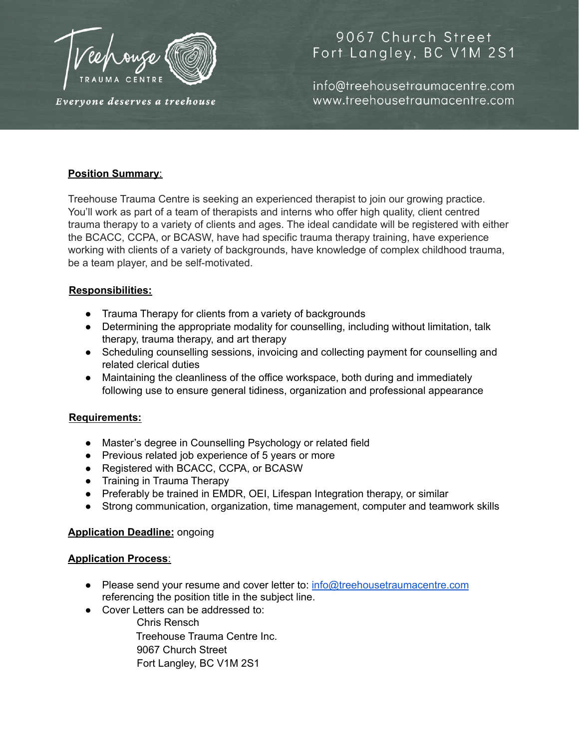Treehouse TRAUMA CENTRE

*Everyone deserves a treehouse*

9067 Church Street
Fort Langley, BC V1M 2S1

info@treehousetraumacentre.com
www.treehousetraumacentre.com

**Position Summary**:

Treehouse Trauma Centre is seeking an experienced therapist to join our growing practice. You'll work as part of a team of therapists and interns who offer high quality, client centred trauma therapy to a variety of clients and ages. The ideal candidate will be registered with either the BCACC, CCPA, or BCASW, have had specific trauma therapy training, have experience working with clients of a variety of backgrounds, have knowledge of complex childhood trauma, be a team player, and be self-motivated.

**Responsibilities:**

- Trauma Therapy for clients from a variety of backgrounds
- Determining the appropriate modality for counselling, including without limitation, talk therapy, trauma therapy, and art therapy
- Scheduling counselling sessions, invoicing and collecting payment for counselling and related clerical duties
- Maintaining the cleanliness of the office workspace, both during and immediately following use to ensure general tidiness, organization and professional appearance

**Requirements:**

- Master's degree in Counselling Psychology or related field
- Previous related job experience of 5 years or more
- Registered with BCACC, CCPA, or BCASW
- Training in Trauma Therapy
- Preferably be trained in EMDR, OEI, Lifespan Integration therapy, or similar
- Strong communication, organization, time management, computer and teamwork skills

**Application Deadline:** ongoing

**Application Process**:

- Please send your resume and cover letter to: info@treehousetraumacentre.com referencing the position title in the subject line.
- Cover Letters can be addressed to:

  Chris Rensch
  Treehouse Trauma Centre Inc.
  9067 Church Street
  Fort Langley, BC V1M 2S1